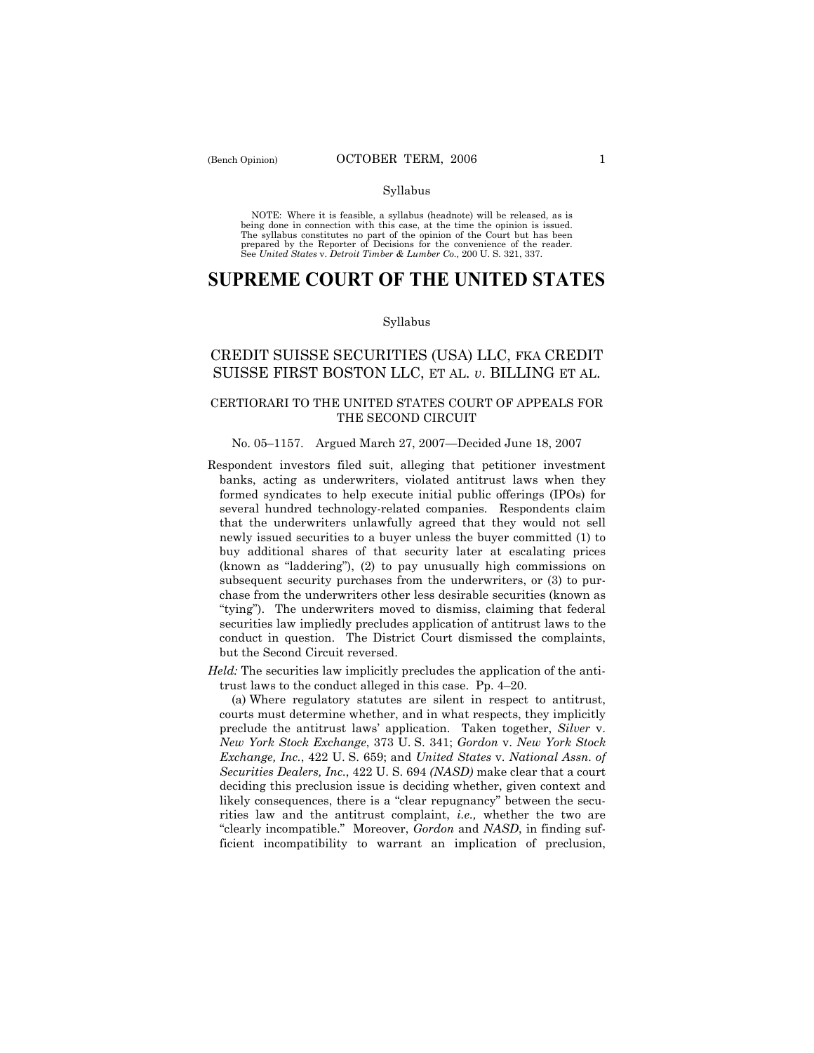Syllabus

NOTE: Where it is feasible, a syllabus (headnote) will be released, as is being done in connection with this case, at the time the opinion is issued. The syllabus constitutes no part of the opinion of the Court but has been prepared by the Reporter of Decisions for the convenience of the reader. See *United States* v. *Detroit Timber & Lumber Co.,* 200 U. S. 321, 337.

# SUPREME COURT OF THE UNITED STATES

Syllabus

## CREDIT SUISSE SECURITIES (USA) LLC, FKA CREDIT SUISSE FIRST BOSTON LLC, ET AL. *v.* BILLING ET AL.

### CERTIORARI TO THE UNITED STATES COURT OF APPEALS FOR THE SECOND CIRCUIT

No. 05–1157. Argued March 27, 2007—Decided June 18, 2007

Respondent investors filed suit, alleging that petitioner investment banks, acting as underwriters, violated antitrust laws when they formed syndicates to help execute initial public offerings (IPOs) for several hundred technology-related companies. Respondents claim that the underwriters unlawfully agreed that they would not sell newly issued securities to a buyer unless the buyer committed (1) to buy additional shares of that security later at escalating prices (known as "laddering"), (2) to pay unusually high commissions on subsequent security purchases from the underwriters, or (3) to purchase from the underwriters other less desirable securities (known as "tying"). The underwriters moved to dismiss, claiming that federal securities law impliedly precludes application of antitrust laws to the conduct in question. The District Court dismissed the complaints, but the Second Circuit reversed.

*Held:* The securities law implicitly precludes the application of the antitrust laws to the conduct alleged in this case. Pp. 4–20.

(a) Where regulatory statutes are silent in respect to antitrust, courts must determine whether, and in what respects, they implicitly preclude the antitrust laws' application. Taken together, *Silver* v. *New York Stock Exchange*, 373 U. S. 341; *Gordon* v. *New York Stock Exchange, Inc.*, 422 U. S. 659; and *United States* v. *National Assn. of Securities Dealers, Inc.*, 422 U. S. 694 *(NASD)* make clear that a court deciding this preclusion issue is deciding whether, given context and likely consequences, there is a "clear repugnancy" between the securities law and the antitrust complaint, *i.e.,* whether the two are "clearly incompatible." Moreover, *Gordon* and *NASD*, in finding sufficient incompatibility to warrant an implication of preclusion,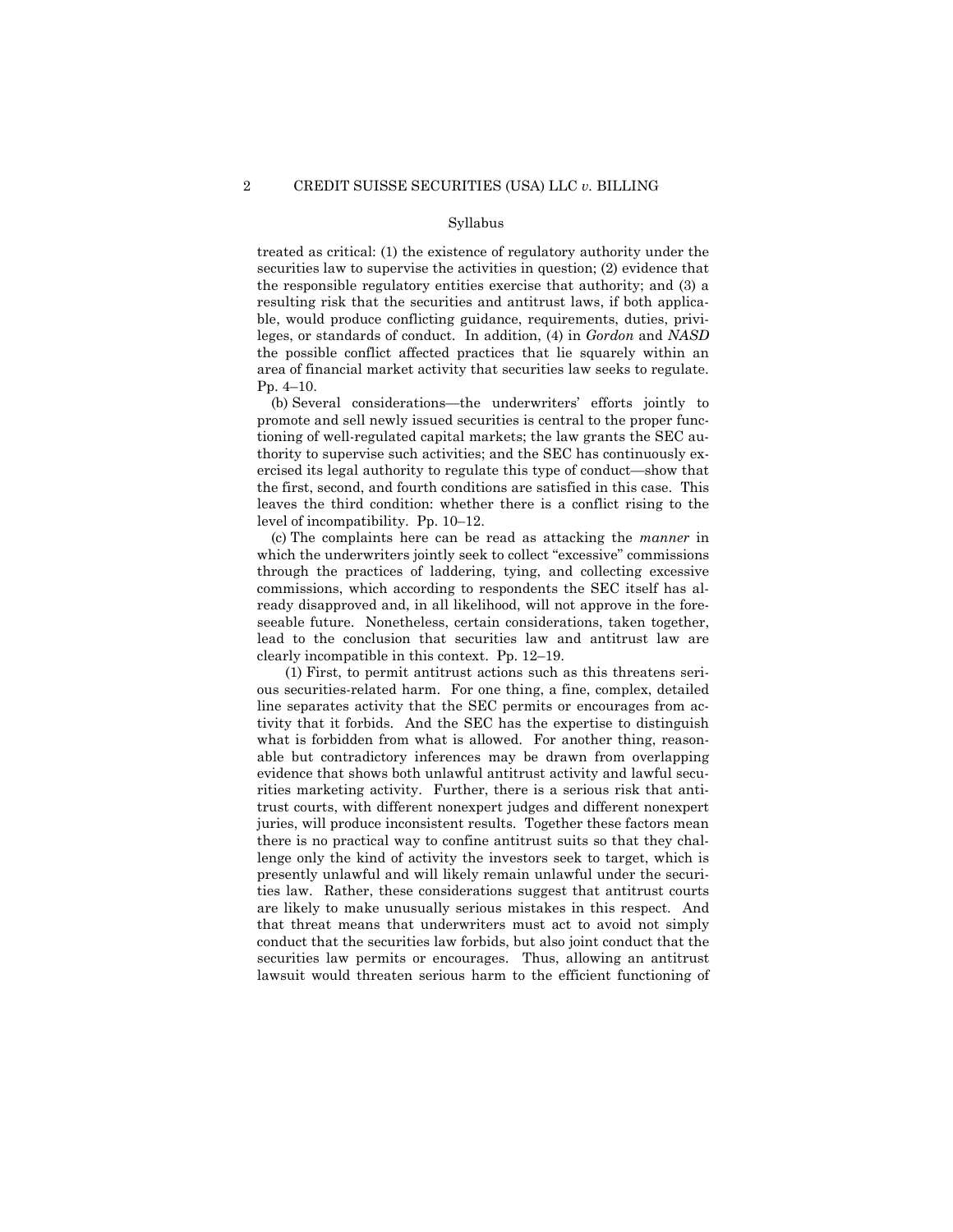treated as critical: (1) the existence of regulatory authority under the securities law to supervise the activities in question; (2) evidence that the responsible regulatory entities exercise that authority; and (3) a resulting risk that the securities and antitrust laws, if both applicable, would produce conflicting guidance, requirements, duties, privileges, or standards of conduct. In addition, (4) in *Gordon* and *NASD* the possible conflict affected practices that lie squarely within an area of financial market activity that securities law seeks to regulate. Pp. 4–10.

(b) Several considerations—the underwriters' efforts jointly to promote and sell newly issued securities is central to the proper functioning of well-regulated capital markets; the law grants the SEC authority to supervise such activities; and the SEC has continuously exercised its legal authority to regulate this type of conduct—show that the first, second, and fourth conditions are satisfied in this case. This leaves the third condition: whether there is a conflict rising to the level of incompatibility. Pp. 10–12.

(c) The complaints here can be read as attacking the *manner* in which the underwriters jointly seek to collect "excessive" commissions through the practices of laddering, tying, and collecting excessive commissions, which according to respondents the SEC itself has already disapproved and, in all likelihood, will not approve in the foreseeable future. Nonetheless, certain considerations, taken together, lead to the conclusion that securities law and antitrust law are clearly incompatible in this context. Pp. 12–19.

(1) First, to permit antitrust actions such as this threatens serious securities-related harm. For one thing, a fine, complex, detailed line separates activity that the SEC permits or encourages from activity that it forbids. And the SEC has the expertise to distinguish what is forbidden from what is allowed. For another thing, reasonable but contradictory inferences may be drawn from overlapping evidence that shows both unlawful antitrust activity and lawful securities marketing activity. Further, there is a serious risk that antitrust courts, with different nonexpert judges and different nonexpert juries, will produce inconsistent results. Together these factors mean there is no practical way to confine antitrust suits so that they challenge only the kind of activity the investors seek to target, which is presently unlawful and will likely remain unlawful under the securities law. Rather, these considerations suggest that antitrust courts are likely to make unusually serious mistakes in this respect. And that threat means that underwriters must act to avoid not simply conduct that the securities law forbids, but also joint conduct that the securities law permits or encourages. Thus, allowing an antitrust lawsuit would threaten serious harm to the efficient functioning of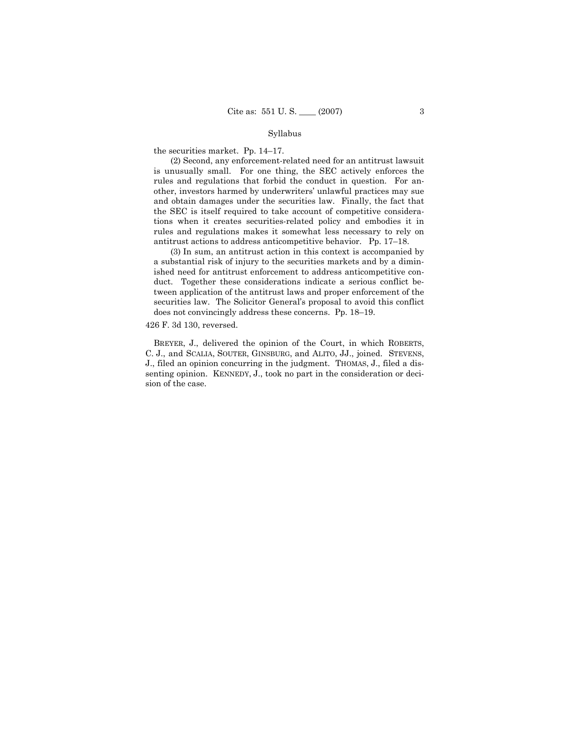the securities market. Pp. 14–17.

(2) Second, any enforcement-related need for an antitrust lawsuit is unusually small. For one thing, the SEC actively enforces the rules and regulations that forbid the conduct in question. For another, investors harmed by underwriters' unlawful practices may sue and obtain damages under the securities law. Finally, the fact that the SEC is itself required to take account of competitive considerations when it creates securities-related policy and embodies it in rules and regulations makes it somewhat less necessary to rely on antitrust actions to address anticompetitive behavior. Pp. 17–18.

(3) In sum, an antitrust action in this context is accompanied by a substantial risk of injury to the securities markets and by a diminished need for antitrust enforcement to address anticompetitive conduct. Together these considerations indicate a serious conflict between application of the antitrust laws and proper enforcement of the securities law. The Solicitor General's proposal to avoid this conflict does not convincingly address these concerns. Pp. 18–19.

426 F. 3d 130, reversed.

BREYER, J., delivered the opinion of the Court, in which ROBERTS, C. J., and SCALIA, SOUTER, GINSBURG, and ALITO, JJ., joined. STEVENS, J., filed an opinion concurring in the judgment. THOMAS, J., filed a dissenting opinion. KENNEDY, J., took no part in the consideration or decision of the case.